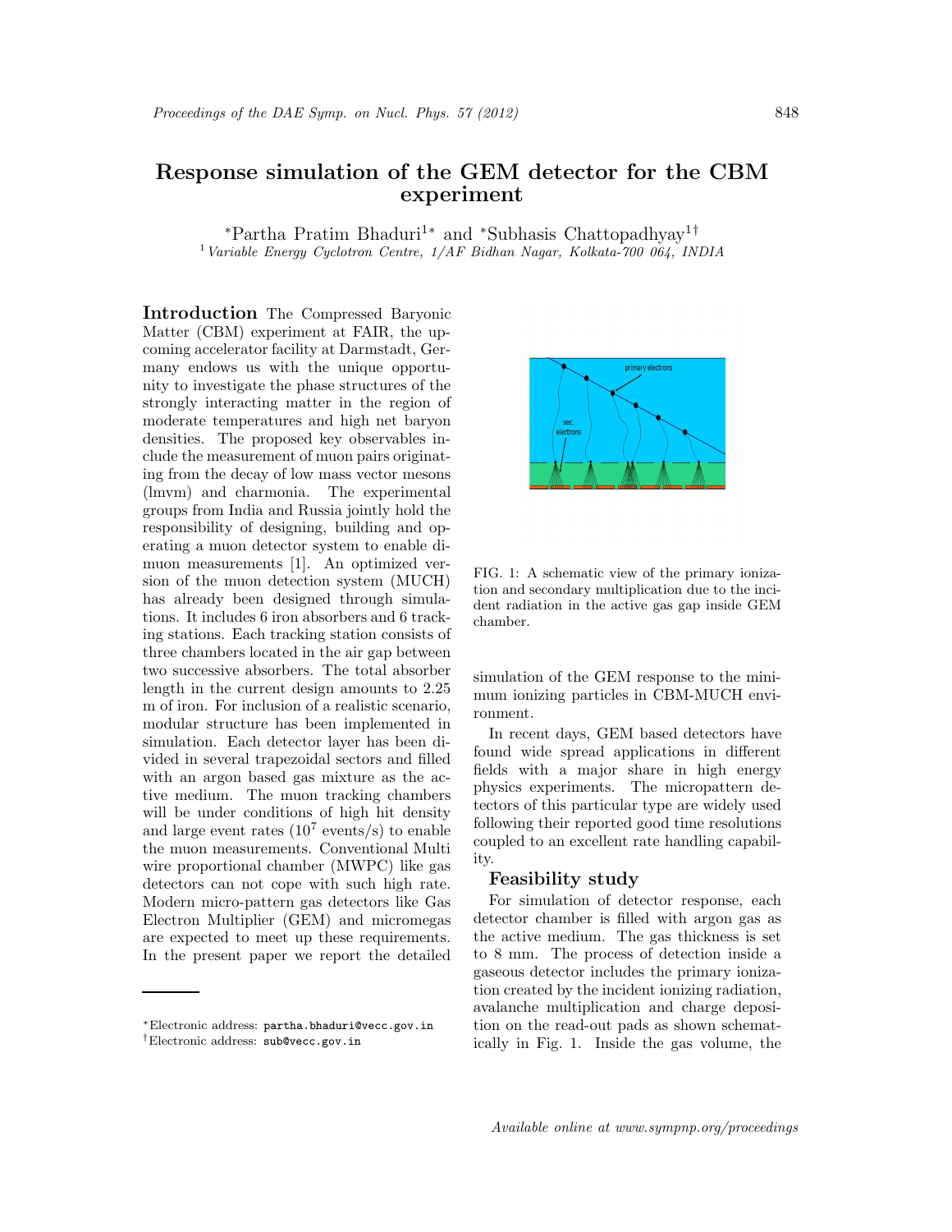# Response simulation of the GEM detector for the CBM experiment

*Partha Pratim Bhaduri[1*] and *Subhasis Chattopadhyay[1†]

[1] *Variable Energy Cyclotron Centre, 1/AF Bidhan Nagar, Kolkata-700 064, INDIA*

**Introduction** The Compressed Baryonic Matter (CBM) experiment at FAIR, the upcoming accelerator facility at Darmstadt, Germany endows us with the unique opportunity to investigate the phase structures of the strongly interacting matter in the region of moderate temperatures and high net baryon densities. The proposed key observables include the measurement of muon pairs originating from the decay of low mass vector mesons (lmvm) and charmonia. The experimental groups from India and Russia jointly hold the responsibility of designing, building and operating a muon detector system to enable dimuon measurements [1]. An optimized version of the muon detection system (MUCH) has already been designed through simulations. It includes 6 iron absorbers and 6 tracking stations. Each tracking station consists of three chambers located in the air gap between two successive absorbers. The total absorber length in the current design amounts to 2.25 m of iron. For inclusion of a realistic scenario, modular structure has been implemented in simulation. Each detector layer has been divided in several trapezoidal sectors and filled with an argon based gas mixture as the active medium. The muon tracking chambers will be under conditions of high hit density and large event rates ($10^7$ events/s) to enable the muon measurements. Conventional Multi wire proportional chamber (MWPC) like gas detectors can not cope with such high rate. Modern micro-pattern gas detectors like Gas Electron Multiplier (GEM) and micromegas are expected to meet up these requirements. In the present paper we report the detailed simulation of the GEM response to the minimum ionizing particles in CBM-MUCH environment.

FIG. 1: A schematic view of the primary ionization and secondary multiplication due to the incident radiation in the active gas gap inside GEM chamber.

In recent days, GEM based detectors have found wide spread applications in different fields with a major share in high energy physics experiments. The micropattern detectors of this particular type are widely used following their reported good time resolutions coupled to an excellent rate handling capability.

## Feasibility study

For simulation of detector response, each detector chamber is filled with argon gas as the active medium. The gas thickness is set to 8 mm. The process of detection inside a gaseous detector includes the primary ionization created by the incident ionizing radiation, avalanche multiplication and charge deposition on the read-out pads as shown schematically in Fig. 1. Inside the gas volume, the

*Electronic address: partha.bhaduri@vecc.gov.in

†Electronic address: sub@vecc.gov.in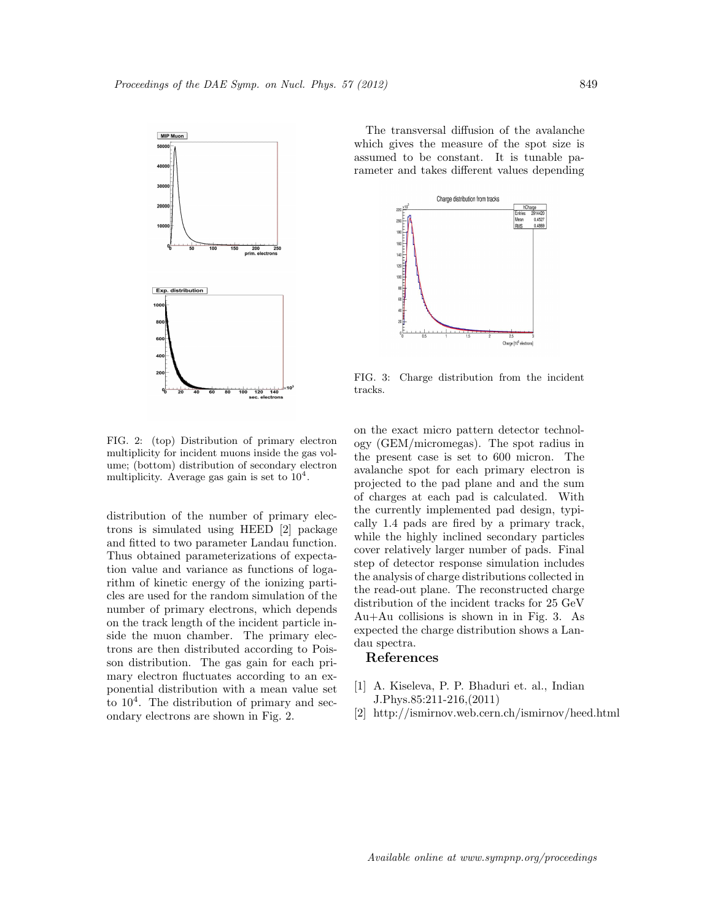MIP Muon

50000

40000

30000

20000

10000

0

50 100 150 200 250

prim. electrons

Exp. distribution

1000

800

600

400

200

0

20 40 60 80 100 120 140

$\times 10^3$

sec. electrons

FIG. 2: (top) Distribution of primary electron multiplicity for incident muons inside the gas volume; (bottom) distribution of secondary electron multiplicity. Average gas gain is set to $10^4$.

distribution of the number of primary electrons is simulated using HEED [2] package and fitted to two parameter Landau function. Thus obtained parameterizations of expectation value and variance as functions of logarithm of kinetic energy of the ionizing particles are used for the random simulation of the number of primary electrons, which depends on the track length of the incident particle inside the muon chamber. The primary electrons are then distributed according to Poisson distribution. The gas gain for each primary electron fluctuates according to an exponential distribution with a mean value set to $10^4$. The distribution of primary and secondary electrons are shown in Fig. 2.

The transversal diffusion of the avalanche which gives the measure of the spot size is assumed to be constant. It is tunable parameter and takes different values depending on the exact micro pattern detector technology (GEM/micromegas). The spot radius in the present case is set to 600 micron. The avalanche spot for each primary electron is projected to the pad plane and and the sum of charges at each pad is calculated. With the currently implemented pad design, typically 1.4 pads are fired by a primary track, while the highly inclined secondary particles cover relatively larger number of pads. Final step of detector response simulation includes the analysis of charge distributions collected in the read-out plane. The reconstructed charge distribution of the incident tracks for 25 GeV Au+Au collisions is shown in in Fig. 3. As expected the charge distribution shows a Landau spectra.

Charge distribution from tracks

hCharge

Entries 2914420

Mean 0.4527

RMS 0.4869

$\times 10^3$

220 200 180 160 140 120 100 80 60 40 20 0

0 0.5 1 1.5 2 2.5 3

Charge [$10^6$ electrons]

FIG. 3: Charge distribution from the incident tracks.

## References

[1] A. Kiseleva, P. P. Bhaduri et. al., Indian J.Phys.85:211-216,(2011)

[2] http://ismirnov.web.cern.ch/ismirnov/heed.html